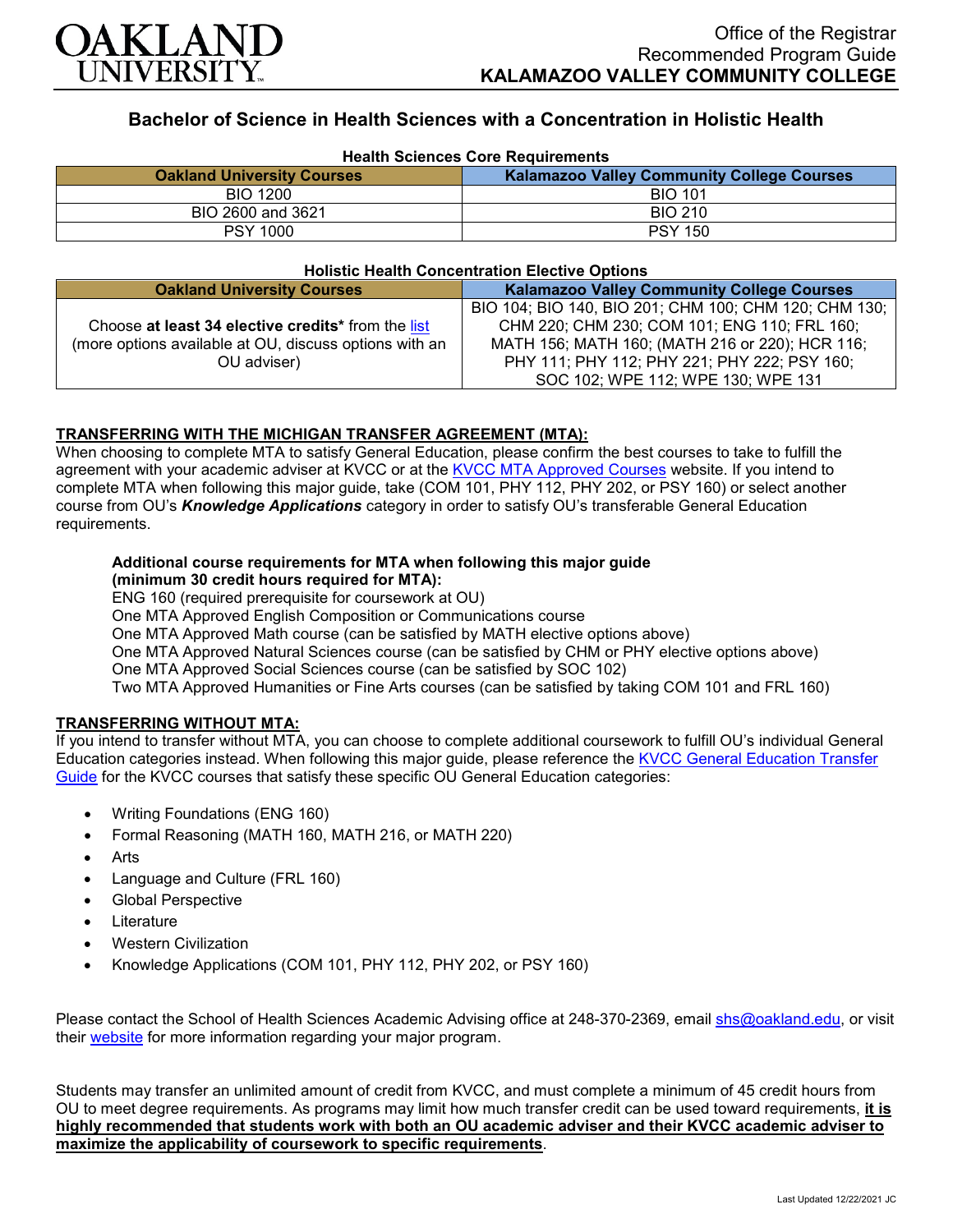# OAKLAND UNIVERSITY

Office of the Registrar
Recommended Program Guide
**KALAMAZOO VALLEY COMMUNITY COLLEGE**

## Bachelor of Science in Health Sciences with a Concentration in Holistic Health

### Health Sciences Core Requirements

| Oakland University Courses | Kalamazoo Valley Community College Courses |
|---|---|
| BIO 1200 | BIO 101 |
| BIO 2600 and 3621 | BIO 210 |
| PSY 1000 | PSY 150 |

### Holistic Health Concentration Elective Options

| Oakland University Courses | Kalamazoo Valley Community College Courses |
|---|---|
| Choose **at least 34 elective credits*** from the list (more options available at OU, discuss options with an OU adviser) | BIO 104; BIO 140, BIO 201; CHM 100; CHM 120; CHM 130; CHM 220; CHM 230; COM 101; ENG 110; FRL 160; MATH 156; MATH 160; (MATH 216 or 220); HCR 116; PHY 111; PHY 112; PHY 221; PHY 222; PSY 160; SOC 102; WPE 112; WPE 130; WPE 131 |

**TRANSFERRING WITH THE MICHIGAN TRANSFER AGREEMENT (MTA):**
When choosing to complete MTA to satisfy General Education, please confirm the best courses to take to fulfill the agreement with your academic adviser at KVCC or at the KVCC MTA Approved Courses website. If you intend to complete MTA when following this major guide, take (COM 101, PHY 112, PHY 202, or PSY 160) or select another course from OU's ***Knowledge Applications*** category in order to satisfy OU's transferable General Education requirements.

**Additional course requirements for MTA when following this major guide (minimum 30 credit hours required for MTA):**
ENG 160 (required prerequisite for coursework at OU)
One MTA Approved English Composition or Communications course
One MTA Approved Math course (can be satisfied by MATH elective options above)
One MTA Approved Natural Sciences course (can be satisfied by CHM or PHY elective options above)
One MTA Approved Social Sciences course (can be satisfied by SOC 102)
Two MTA Approved Humanities or Fine Arts courses (can be satisfied by taking COM 101 and FRL 160)

**TRANSFERRING WITHOUT MTA:**
If you intend to transfer without MTA, you can choose to complete additional coursework to fulfill OU's individual General Education categories instead. When following this major guide, please reference the KVCC General Education Transfer Guide for the KVCC courses that satisfy these specific OU General Education categories:

- Writing Foundations (ENG 160)
- Formal Reasoning (MATH 160, MATH 216, or MATH 220)
- Arts
- Language and Culture (FRL 160)
- Global Perspective
- Literature
- Western Civilization
- Knowledge Applications (COM 101, PHY 112, PHY 202, or PSY 160)

Please contact the School of Health Sciences Academic Advising office at 248-370-2369, email shs@oakland.edu, or visit their website for more information regarding your major program.

Students may transfer an unlimited amount of credit from KVCC, and must complete a minimum of 45 credit hours from OU to meet degree requirements. As programs may limit how much transfer credit can be used toward requirements, **it is highly recommended that students work with both an OU academic adviser and their KVCC academic adviser to maximize the applicability of coursework to specific requirements**.

Last Updated 12/22/2021 JC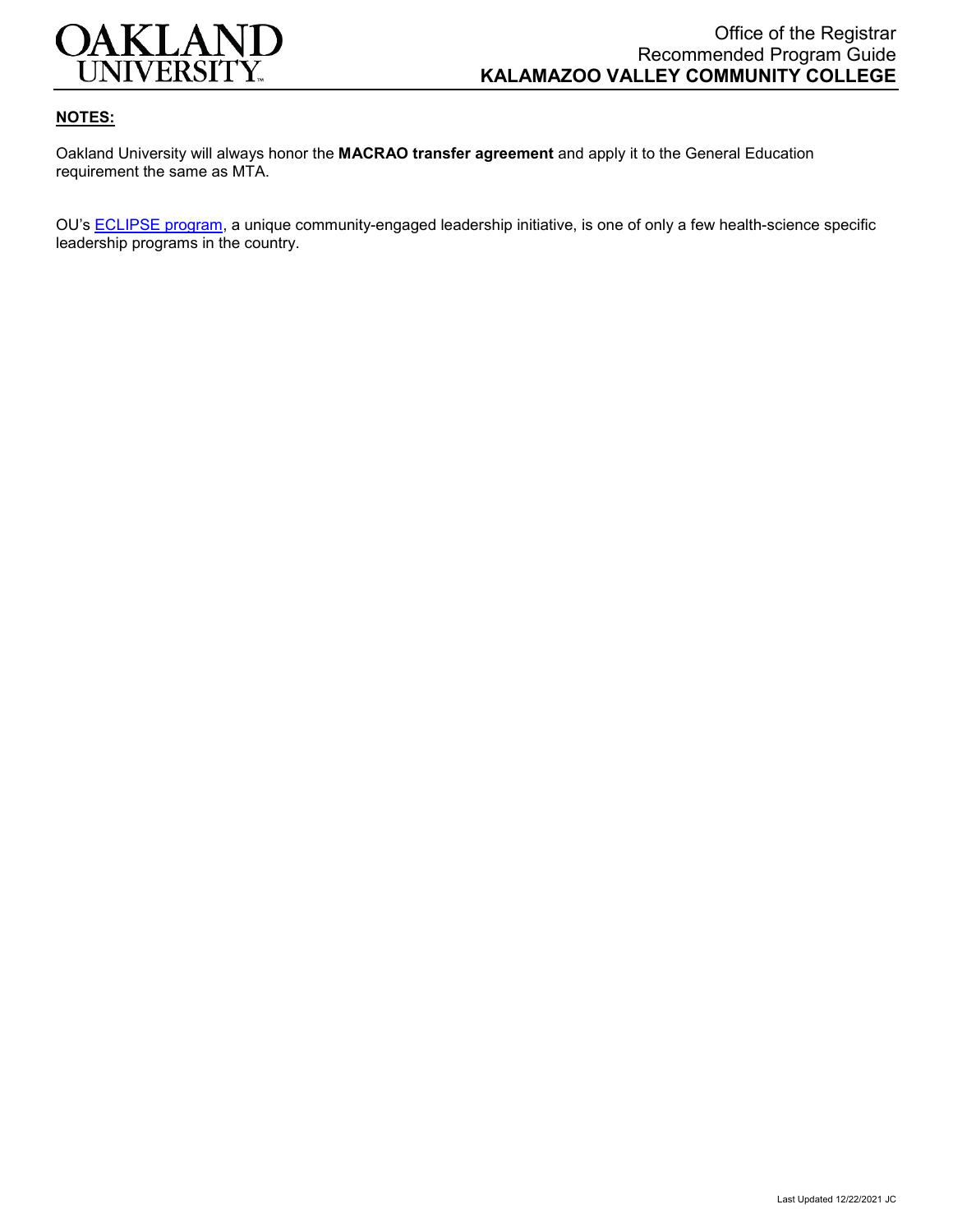**NOTES:**

Oakland University will always honor the **MACRAO transfer agreement** and apply it to the General Education requirement the same as MTA.

OU's [ECLIPSE program](), a unique community-engaged leadership initiative, is one of only a few health-science specific leadership programs in the country.